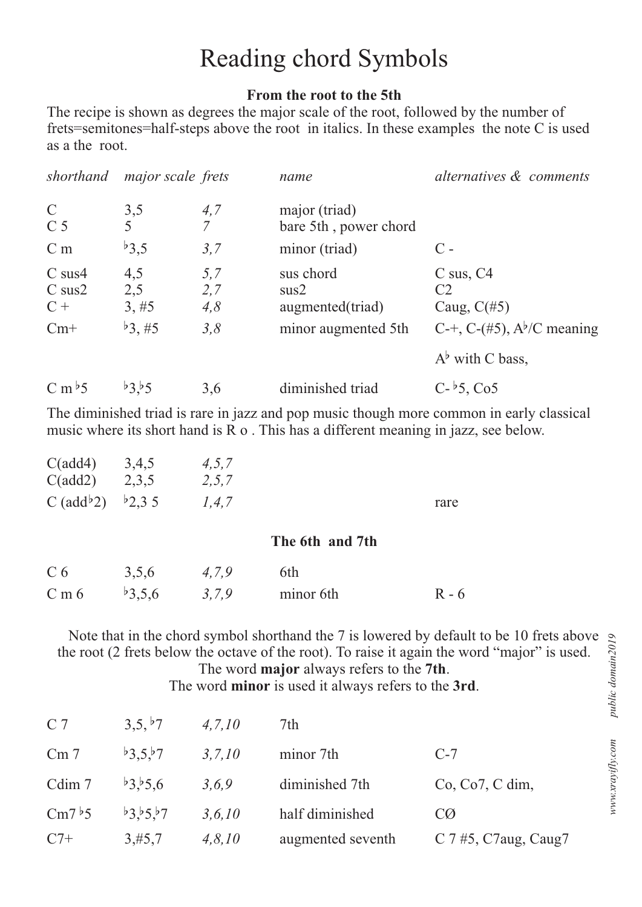# Reading chord Symbols

### From the root to the 5th

The recipe is shown as degrees the major scale of the root, followed by the number of frets=semitones=half-steps above the root in italics. In these examples the note C is used as a the root.

| *shorthand* | *major scale* | *frets* | *name* | *alternatives & comments* |
|---|---|---|---|---|
| C | 3,5 | *4,7* | major (triad) | |
| C 5 | 5 | *7* | bare 5th , power chord | |
| C m | ♭3,5 | *3,7* | minor (triad) | C - |
| C sus4 | 4,5 | *5,7* | sus chord | C sus, C4 |
| C sus2 | 2,5 | *2,7* | sus2 | C2 |
| C + | 3, #5 | *4,8* | augmented(triad) | Caug, C(#5) |
| Cm+ | ♭3, #5 | *3,8* | minor augmented 5th | C-+, C-(#5), A♭/C meaning A♭ with C bass, |
| C m ♭5 | ♭3,♭5 | 3,6 | diminished triad | C- ♭5, Co5 |

The diminished triad is rare in jazz and pop music though more common in early classical music where its short hand is R o . This has a different meaning in jazz, see below.

| | | | | |
|---|---|---|---|---|
| C(add4) | 3,4,5 | *4,5,7* | | |
| C(add2) | 2,3,5 | *2,5,7* | | |
| C (add♭2) | ♭2,3 5 | *1,4,7* | | rare |

### The 6th and 7th

| | | | | |
|---|---|---|---|---|
| C 6 | 3,5,6 | *4,7,9* | 6th | |
| C m 6 | ♭3,5,6 | *3,7,9* | minor 6th | R - 6 |

Note that in the chord symbol shorthand the 7 is lowered by default to be 10 frets above the root (2 frets below the octave of the root). To raise it again the word "major" is used. The word **major** always refers to the **7th**. The word **minor** is used it always refers to the **3rd**.

| | | | | |
|---|---|---|---|---|
| C 7 | 3,5, ♭7 | *4,7,10* | 7th | |
| Cm 7 | ♭3,5,♭7 | *3,7,10* | minor 7th | C-7 |
| Cdim 7 | ♭3,♭5,6 | *3,6,9* | diminished 7th | Co, Co7, C dim, |
| Cm7 ♭5 | ♭3,♭5,♭7 | *3,6,10* | half diminished | CØ |
| C7+ | 3,#5,7 | *4,8,10* | augmented seventh | C 7 #5, C7aug, Caug7 |

*www.xrayifly.com public domain2019*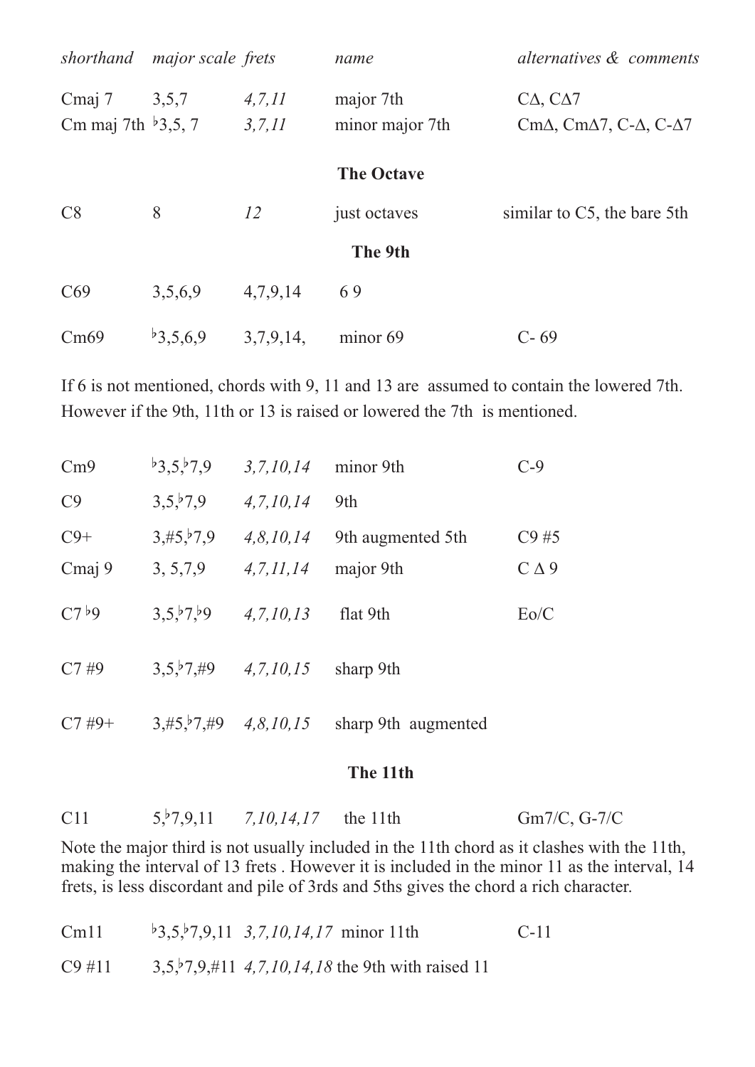| *shorthand* | *major scale* | *frets* | *name* | *alternatives & comments* |
| --- | --- | --- | --- | --- |
| Cmaj 7 | 3,5,7 | *4,7,11* | major 7th | CΔ, CΔ7 |
| Cm maj 7th | ♭3,5, 7 | *3,7,11* | minor major 7th | CmΔ, CmΔ7, C-Δ, C-Δ7 |

**The Octave**

| | | | | |
| --- | --- | --- | --- | --- |
| C8 | 8 | *12* | just octaves | similar to C5, the bare 5th |

**The 9th**

| | | | | |
| --- | --- | --- | --- | --- |
| C69 | 3,5,6,9 | 4,7,9,14 | 6 9 | |
| Cm69 | ♭3,5,6,9 | 3,7,9,14, | minor 69 | C- 69 |

If 6 is not mentioned, chords with 9, 11 and 13 are assumed to contain the lowered 7th. However if the 9th, 11th or 13 is raised or lowered the 7th is mentioned.

| | | | | |
| --- | --- | --- | --- | --- |
| Cm9 | ♭3,5,♭7,9 | *3,7,10,14* | minor 9th | C-9 |
| C9 | 3,5,♭7,9 | *4,7,10,14* | 9th | |
| C9+ | 3,#5,♭7,9 | *4,8,10,14* | 9th augmented 5th | C9 #5 |
| Cmaj 9 | 3, 5,7,9 | *4,7,11,14* | major 9th | C Δ 9 |
| C7 ♭9 | 3,5,♭7,♭9 | *4,7,10,13* | flat 9th | Eo/C |
| C7 #9 | 3,5,♭7,#9 | *4,7,10,15* | sharp 9th | |
| C7 #9+ | 3,#5,♭7,#9 | *4,8,10,15* | sharp 9th augmented | |

**The 11th**

| | | | | |
| --- | --- | --- | --- | --- |
| C11 | 5,♭7,9,11 | *7,10,14,17* | the 11th | Gm7/C, G-7/C |

Note the major third is not usually included in the 11th chord as it clashes with the 11th, making the interval of 13 frets . However it is included in the minor 11 as the interval, 14 frets, is less discordant and pile of 3rds and 5ths gives the chord a rich character.

| | | | | |
| --- | --- | --- | --- | --- |
| Cm11 | ♭3,5,♭7,9,11 | *3,7,10,14,17* | minor 11th | C-11 |
| C9 #11 | 3,5,♭7,9,#11 | *4,7,10,14,18* | the 9th with raised 11 | |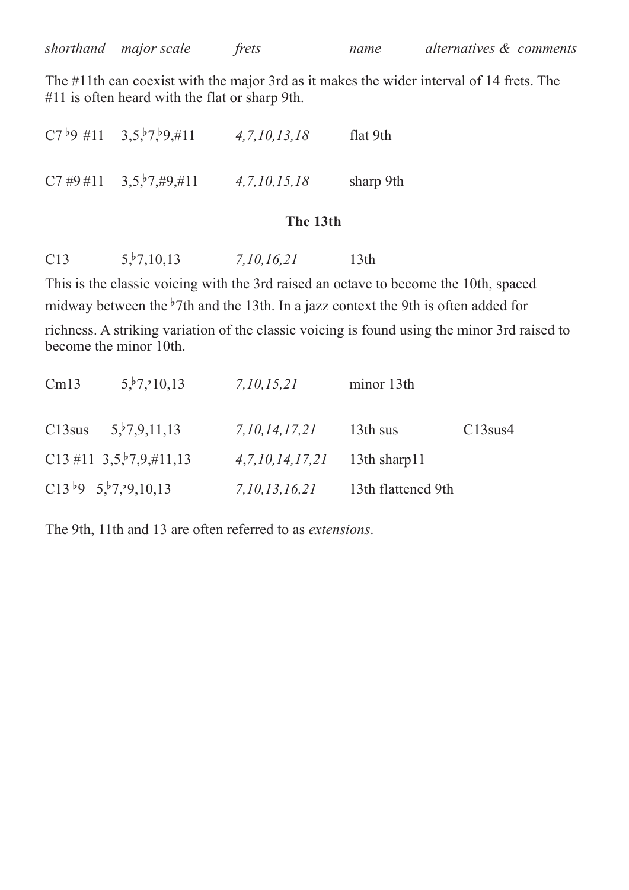| *shorthand* | *major scale* | *frets* | *name* | *alternatives & comments* |
|---|---|---|---|---|

The #11th can coexist with the major 3rd as it makes the wider interval of 14 frets. The #11 is often heard with the flat or sharp 9th.

| | | | | |
|---|---|---|---|---|
| C7 ♭9 #11 | 3,5,♭7,♭9,#11 | *4,7,10,13,18* | flat 9th | |
| C7 #9 #11 | 3,5,♭7,#9,#11 | *4,7,10,15,18* | sharp 9th | |

**The 13th**

| | | | | |
|---|---|---|---|---|
| C13 | 5,♭7,10,13 | *7,10,16,21* | 13th | |

This is the classic voicing with the 3rd raised an octave to become the 10th, spaced midway between the ♭7th and the 13th. In a jazz context the 9th is often added for richness. A striking variation of the classic voicing is found using the minor 3rd raised to become the minor 10th.

| | | | | |
|---|---|---|---|---|
| Cm13 | 5,♭7,♭10,13 | *7,10,15,21* | minor 13th | |
| C13sus | 5,♭7,9,11,13 | *7,10,14,17,21* | 13th sus | C13sus4 |
| C13 #11 | 3,5,♭7,9,#11,13 | *4,7,10,14,17,21* | 13th sharp11 | |
| C13 ♭9 | 5,♭7,♭9,10,13 | *7,10,13,16,21* | 13th flattened 9th | |

The 9th, 11th and 13 are often referred to as *extensions*.